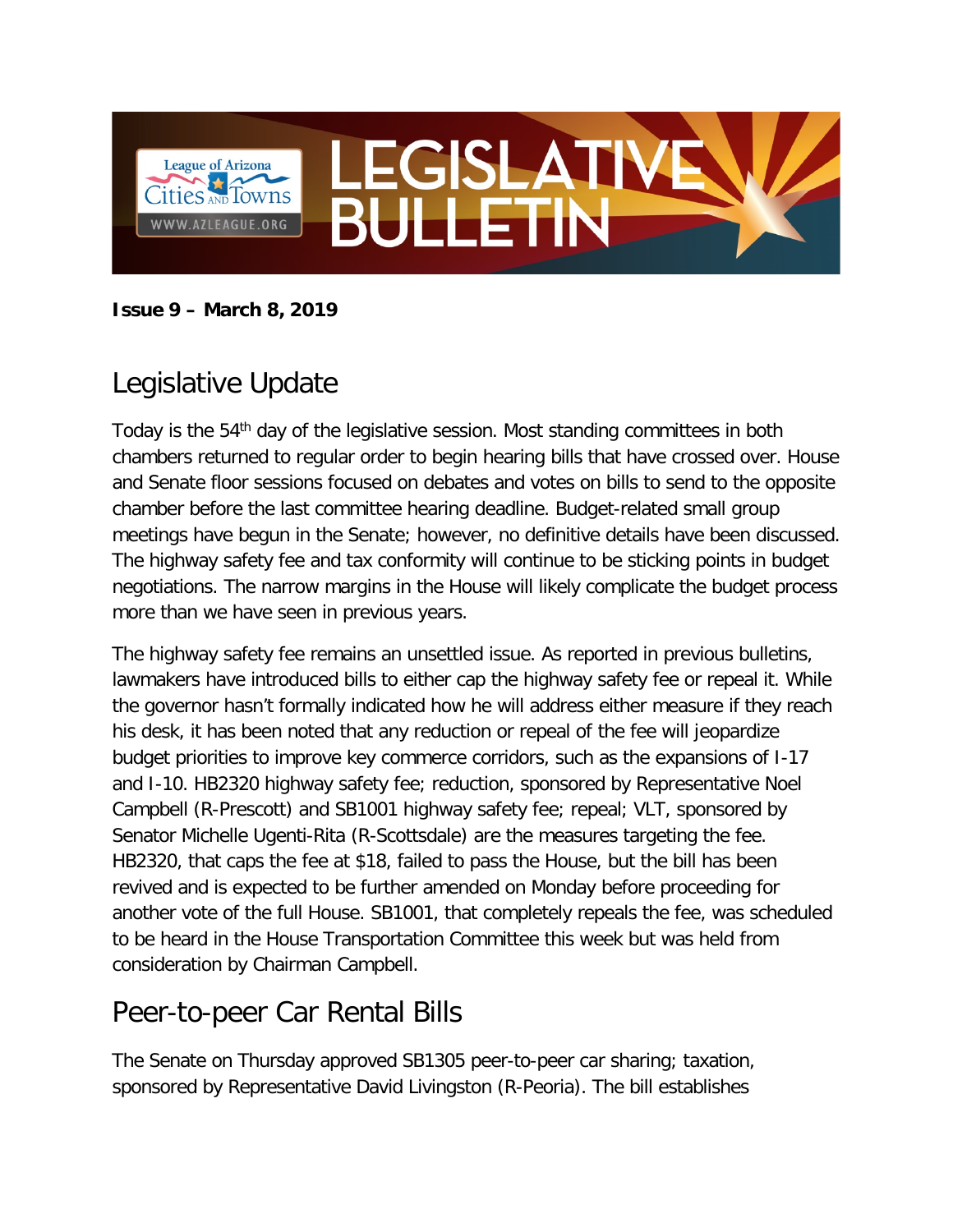# LEGISLATIVE BULLETIN

League of Arizona Cities and Towns
WWW.AZLEAGUE.ORG

**Issue 9 – March 8, 2019**

## Legislative Update

Today is the 54th day of the legislative session. Most standing committees in both chambers returned to regular order to begin hearing bills that have crossed over. House and Senate floor sessions focused on debates and votes on bills to send to the opposite chamber before the last committee hearing deadline. Budget-related small group meetings have begun in the Senate; however, no definitive details have been discussed. The highway safety fee and tax conformity will continue to be sticking points in budget negotiations. The narrow margins in the House will likely complicate the budget process more than we have seen in previous years.

The highway safety fee remains an unsettled issue. As reported in previous bulletins, lawmakers have introduced bills to either cap the highway safety fee or repeal it. While the governor hasn't formally indicated how he will address either measure if they reach his desk, it has been noted that any reduction or repeal of the fee will jeopardize budget priorities to improve key commerce corridors, such as the expansions of I-17 and I-10. HB2320 highway safety fee; reduction, sponsored by Representative Noel Campbell (R-Prescott) and SB1001 highway safety fee; repeal; VLT, sponsored by Senator Michelle Ugenti-Rita (R-Scottsdale) are the measures targeting the fee. HB2320, that caps the fee at $18, failed to pass the House, but the bill has been revived and is expected to be further amended on Monday before proceeding for another vote of the full House. SB1001, that completely repeals the fee, was scheduled to be heard in the House Transportation Committee this week but was held from consideration by Chairman Campbell.

## Peer-to-peer Car Rental Bills

The Senate on Thursday approved SB1305 peer-to-peer car sharing; taxation, sponsored by Representative David Livingston (R-Peoria). The bill establishes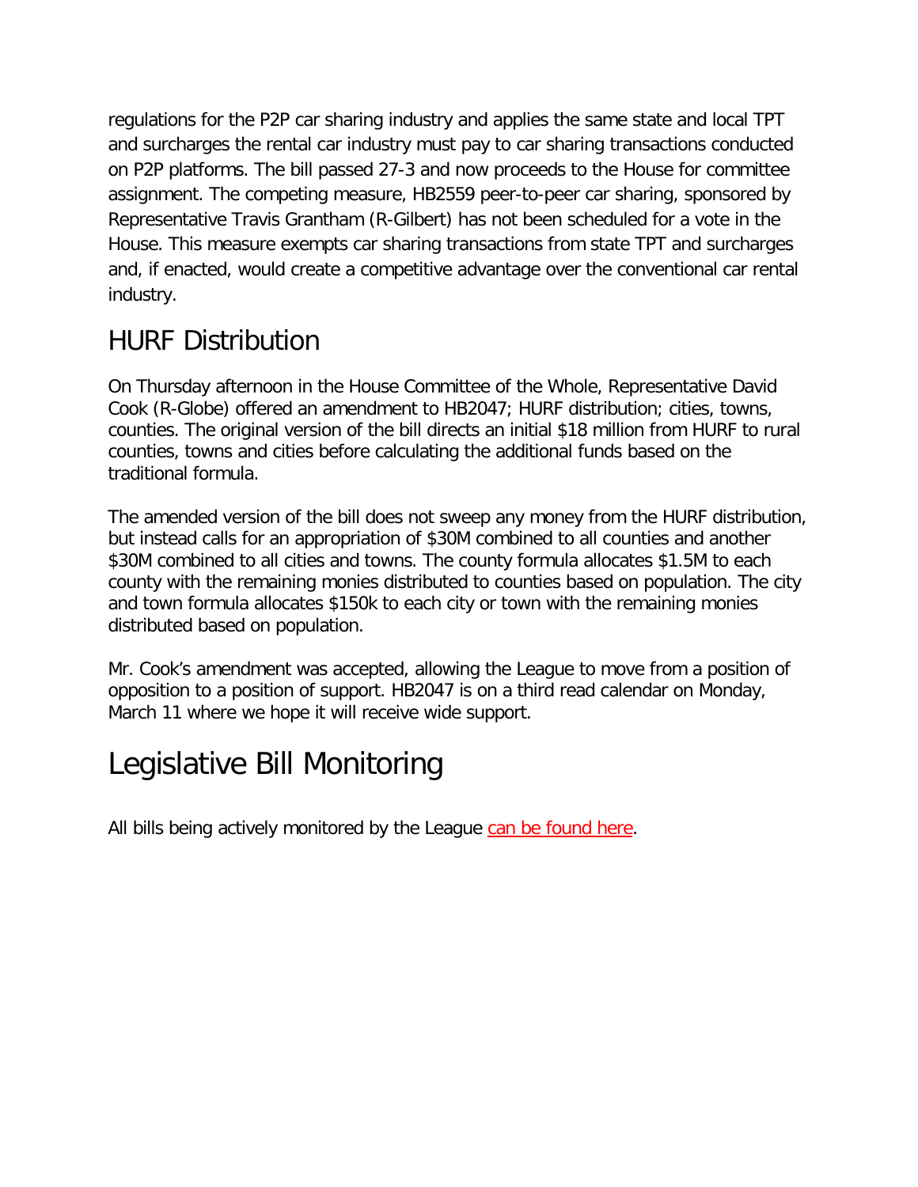regulations for the P2P car sharing industry and applies the same state and local TPT and surcharges the rental car industry must pay to car sharing transactions conducted on P2P platforms. The bill passed 27-3 and now proceeds to the House for committee assignment. The competing measure, HB2559 peer-to-peer car sharing, sponsored by Representative Travis Grantham (R-Gilbert) has not been scheduled for a vote in the House. This measure exempts car sharing transactions from state TPT and surcharges and, if enacted, would create a competitive advantage over the conventional car rental industry.

## HURF Distribution

On Thursday afternoon in the House Committee of the Whole, Representative David Cook (R-Globe) offered an amendment to HB2047; HURF distribution; cities, towns, counties. The original version of the bill directs an initial $18 million from HURF to rural counties, towns and cities before calculating the additional funds based on the traditional formula.

The amended version of the bill does not sweep any money from the HURF distribution, but instead calls for an appropriation of $30M combined to all counties and another $30M combined to all cities and towns. The county formula allocates $1.5M to each county with the remaining monies distributed to counties based on population. The city and town formula allocates $150k to each city or town with the remaining monies distributed based on population.

Mr. Cook's amendment was accepted, allowing the League to move from a position of opposition to a position of support. HB2047 is on a third read calendar on Monday, March 11 where we hope it will receive wide support.

# Legislative Bill Monitoring

All bills being actively monitored by the League can be found here.